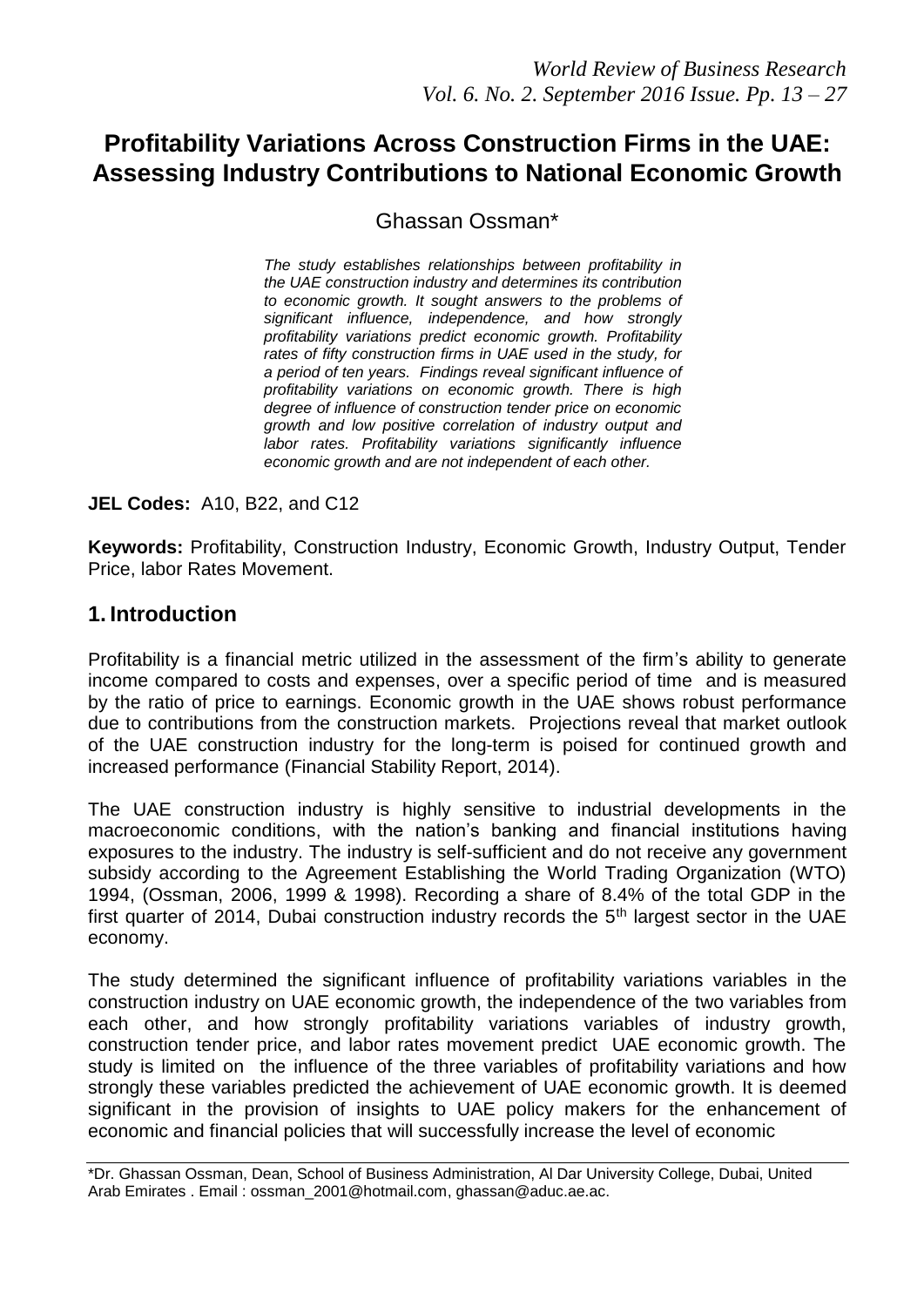# Profitability Variations Across Construction Firms in the UAE: Assessing Industry Contributions to National Economic Growth

Ghassan Ossman*

*The study establishes relationships between profitability in the UAE construction industry and determines its contribution to economic growth. It sought answers to the problems of significant influence, independence, and how strongly profitability variations predict economic growth. Profitability rates of fifty construction firms in UAE used in the study, for a period of ten years. Findings reveal significant influence of profitability variations on economic growth. There is high degree of influence of construction tender price on economic growth and low positive correlation of industry output and labor rates. Profitability variations significantly influence economic growth and are not independent of each other.*

**JEL Codes:** A10, B22, and C12

**Keywords:** Profitability, Construction Industry, Economic Growth, Industry Output, Tender Price, labor Rates Movement.

## 1. Introduction

Profitability is a financial metric utilized in the assessment of the firm's ability to generate income compared to costs and expenses, over a specific period of time and is measured by the ratio of price to earnings. Economic growth in the UAE shows robust performance due to contributions from the construction markets. Projections reveal that market outlook of the UAE construction industry for the long-term is poised for continued growth and increased performance (Financial Stability Report, 2014).

The UAE construction industry is highly sensitive to industrial developments in the macroeconomic conditions, with the nation's banking and financial institutions having exposures to the industry. The industry is self-sufficient and do not receive any government subsidy according to the Agreement Establishing the World Trading Organization (WTO) 1994, (Ossman, 2006, 1999 & 1998). Recording a share of 8.4% of the total GDP in the first quarter of 2014, Dubai construction industry records the 5th largest sector in the UAE economy.

The study determined the significant influence of profitability variations variables in the construction industry on UAE economic growth, the independence of the two variables from each other, and how strongly profitability variations variables of industry growth, construction tender price, and labor rates movement predict UAE economic growth. The study is limited on the influence of the three variables of profitability variations and how strongly these variables predicted the achievement of UAE economic growth. It is deemed significant in the provision of insights to UAE policy makers for the enhancement of economic and financial policies that will successfully increase the level of economic

*Dr. Ghassan Ossman, Dean, School of Business Administration, Al Dar University College, Dubai, United Arab Emirates . Email : ossman_2001@hotmail.com, ghassan@aduc.ae.ac.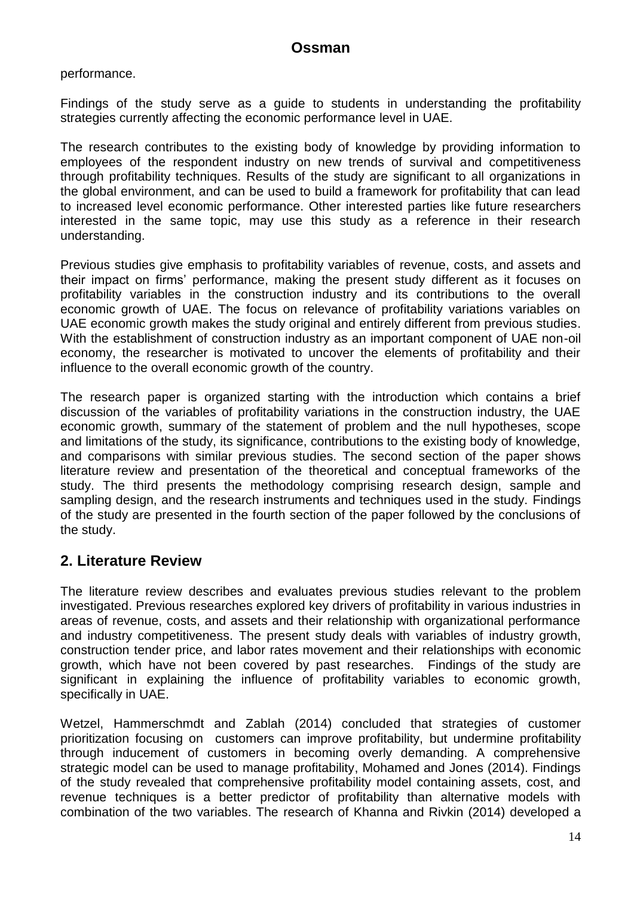performance.

Findings of the study serve as a guide to students in understanding the profitability strategies currently affecting the economic performance level in UAE.

The research contributes to the existing body of knowledge by providing information to employees of the respondent industry on new trends of survival and competitiveness through profitability techniques. Results of the study are significant to all organizations in the global environment, and can be used to build a framework for profitability that can lead to increased level economic performance. Other interested parties like future researchers interested in the same topic, may use this study as a reference in their research understanding.

Previous studies give emphasis to profitability variables of revenue, costs, and assets and their impact on firms' performance, making the present study different as it focuses on profitability variables in the construction industry and its contributions to the overall economic growth of UAE. The focus on relevance of profitability variations variables on UAE economic growth makes the study original and entirely different from previous studies. With the establishment of construction industry as an important component of UAE non-oil economy, the researcher is motivated to uncover the elements of profitability and their influence to the overall economic growth of the country.

The research paper is organized starting with the introduction which contains a brief discussion of the variables of profitability variations in the construction industry, the UAE economic growth, summary of the statement of problem and the null hypotheses, scope and limitations of the study, its significance, contributions to the existing body of knowledge, and comparisons with similar previous studies. The second section of the paper shows literature review and presentation of the theoretical and conceptual frameworks of the study. The third presents the methodology comprising research design, sample and sampling design, and the research instruments and techniques used in the study. Findings of the study are presented in the fourth section of the paper followed by the conclusions of the study.

## 2. Literature Review

The literature review describes and evaluates previous studies relevant to the problem investigated. Previous researches explored key drivers of profitability in various industries in areas of revenue, costs, and assets and their relationship with organizational performance and industry competitiveness. The present study deals with variables of industry growth, construction tender price, and labor rates movement and their relationships with economic growth, which have not been covered by past researches. Findings of the study are significant in explaining the influence of profitability variables to economic growth, specifically in UAE.

Wetzel, Hammerschmdt and Zablah (2014) concluded that strategies of customer prioritization focusing on customers can improve profitability, but undermine profitability through inducement of customers in becoming overly demanding. A comprehensive strategic model can be used to manage profitability, Mohamed and Jones (2014). Findings of the study revealed that comprehensive profitability model containing assets, cost, and revenue techniques is a better predictor of profitability than alternative models with combination of the two variables. The research of Khanna and Rivkin (2014) developed a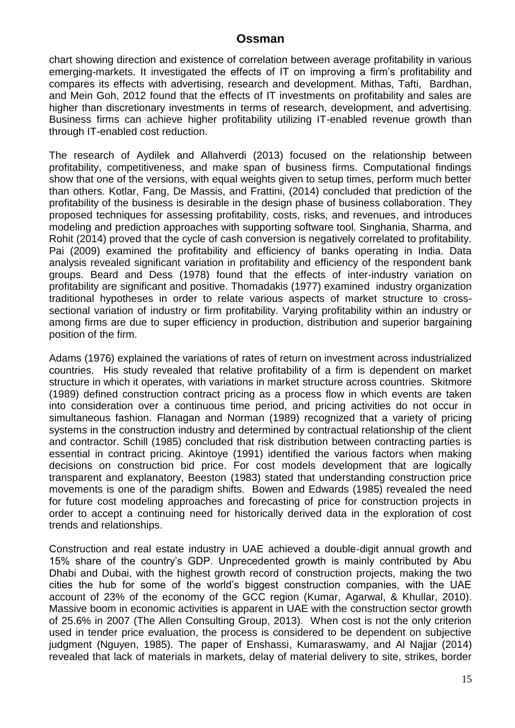chart showing direction and existence of correlation between average profitability in various emerging-markets. It investigated the effects of IT on improving a firm's profitability and compares its effects with advertising, research and development. Mithas, Tafti, Bardhan, and Mein Goh, 2012 found that the effects of IT investments on profitability and sales are higher than discretionary investments in terms of research, development, and advertising. Business firms can achieve higher profitability utilizing IT-enabled revenue growth than through IT-enabled cost reduction.

The research of Aydilek and Allahverdi (2013) focused on the relationship between profitability, competitiveness, and make span of business firms. Computational findings show that one of the versions, with equal weights given to setup times, perform much better than others. Kotlar, Fang, De Massis, and Frattini, (2014) concluded that prediction of the profitability of the business is desirable in the design phase of business collaboration. They proposed techniques for assessing profitability, costs, risks, and revenues, and introduces modeling and prediction approaches with supporting software tool. Singhania, Sharma, and Rohit (2014) proved that the cycle of cash conversion is negatively correlated to profitability. Pai (2009) examined the profitability and efficiency of banks operating in India. Data analysis revealed significant variation in profitability and efficiency of the respondent bank groups. Beard and Dess (1978) found that the effects of inter-industry variation on profitability are significant and positive. Thomadakis (1977) examined industry organization traditional hypotheses in order to relate various aspects of market structure to cross-sectional variation of industry or firm profitability. Varying profitability within an industry or among firms are due to super efficiency in production, distribution and superior bargaining position of the firm.

Adams (1976) explained the variations of rates of return on investment across industrialized countries. His study revealed that relative profitability of a firm is dependent on market structure in which it operates, with variations in market structure across countries. Skitmore (1989) defined construction contract pricing as a process flow in which events are taken into consideration over a continuous time period, and pricing activities do not occur in simultaneous fashion. Flanagan and Norman (1989) recognized that a variety of pricing systems in the construction industry and determined by contractual relationship of the client and contractor. Schill (1985) concluded that risk distribution between contracting parties is essential in contract pricing. Akintoye (1991) identified the various factors when making decisions on construction bid price. For cost models development that are logically transparent and explanatory, Beeston (1983) stated that understanding construction price movements is one of the paradigm shifts. Bowen and Edwards (1985) revealed the need for future cost modeling approaches and forecasting of price for construction projects in order to accept a continuing need for historically derived data in the exploration of cost trends and relationships.

Construction and real estate industry in UAE achieved a double-digit annual growth and 15% share of the country's GDP. Unprecedented growth is mainly contributed by Abu Dhabi and Dubai, with the highest growth record of construction projects, making the two cities the hub for some of the world's biggest construction companies, with the UAE account of 23% of the economy of the GCC region (Kumar, Agarwal, & Khullar, 2010). Massive boom in economic activities is apparent in UAE with the construction sector growth of 25.6% in 2007 (The Allen Consulting Group, 2013). When cost is not the only criterion used in tender price evaluation, the process is considered to be dependent on subjective judgment (Nguyen, 1985). The paper of Enshassi, Kumaraswamy, and Al Najjar (2014) revealed that lack of materials in markets, delay of material delivery to site, strikes, border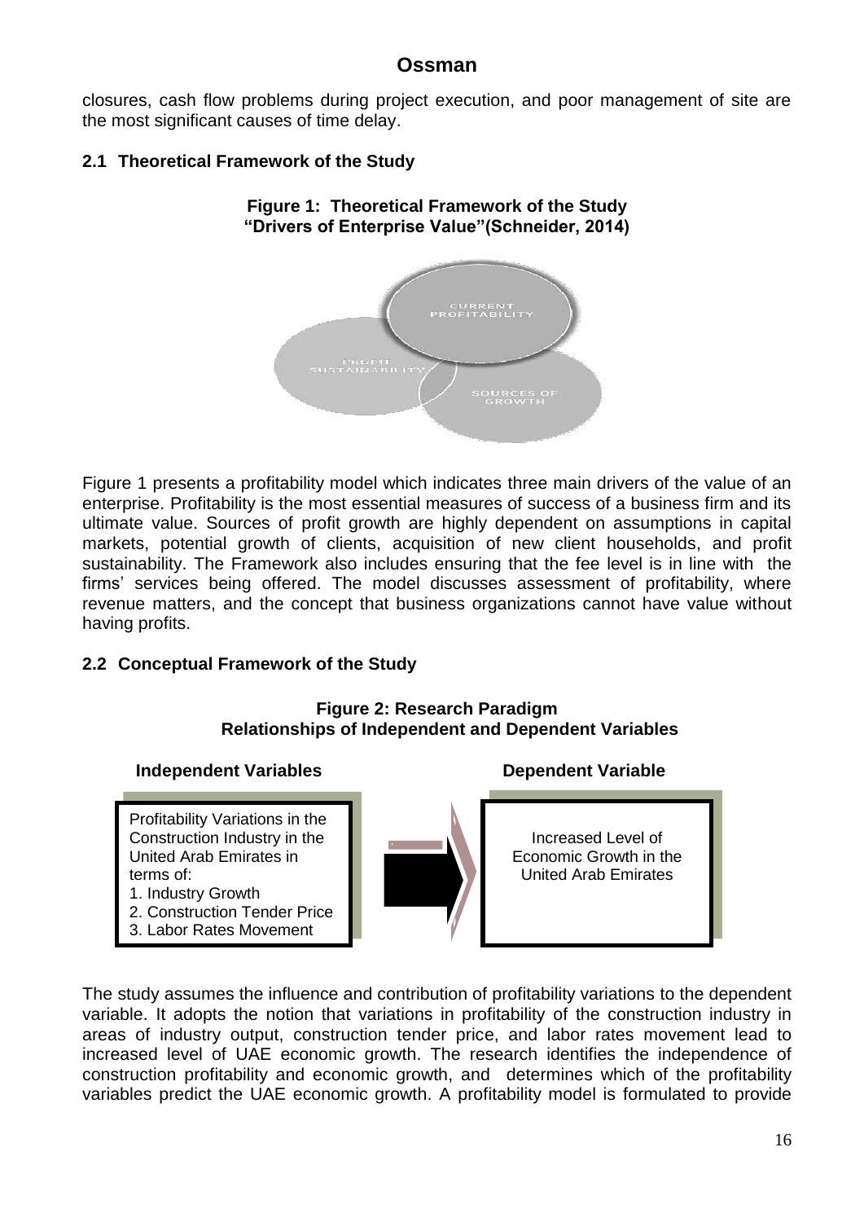closures, cash flow problems during project execution, and poor management of site are the most significant causes of time delay.

### 2.1 Theoretical Framework of the Study

**Figure 1: Theoretical Framework of the Study "Drivers of Enterprise Value"(Schneider, 2014)**

CURRENT PROFITABILITY

PROFIT SUSTAINABILITY

SOURCES OF GROWTH

Figure 1 presents a profitability model which indicates three main drivers of the value of an enterprise. Profitability is the most essential measures of success of a business firm and its ultimate value. Sources of profit growth are highly dependent on assumptions in capital markets, potential growth of clients, acquisition of new client households, and profit sustainability. The Framework also includes ensuring that the fee level is in line with the firms' services being offered. The model discusses assessment of profitability, where revenue matters, and the concept that business organizations cannot have value without having profits.

### 2.2 Conceptual Framework of the Study

**Figure 2: Research Paradigm Relationships of Independent and Dependent Variables**

**Independent Variables**

Profitability Variations in the Construction Industry in the United Arab Emirates in terms of:
1. Industry Growth
2. Construction Tender Price
3. Labor Rates Movement

**Dependent Variable**

Increased Level of Economic Growth in the United Arab Emirates

The study assumes the influence and contribution of profitability variations to the dependent variable. It adopts the notion that variations in profitability of the construction industry in areas of industry output, construction tender price, and labor rates movement lead to increased level of UAE economic growth. The research identifies the independence of construction profitability and economic growth, and determines which of the profitability variables predict the UAE economic growth. A profitability model is formulated to provide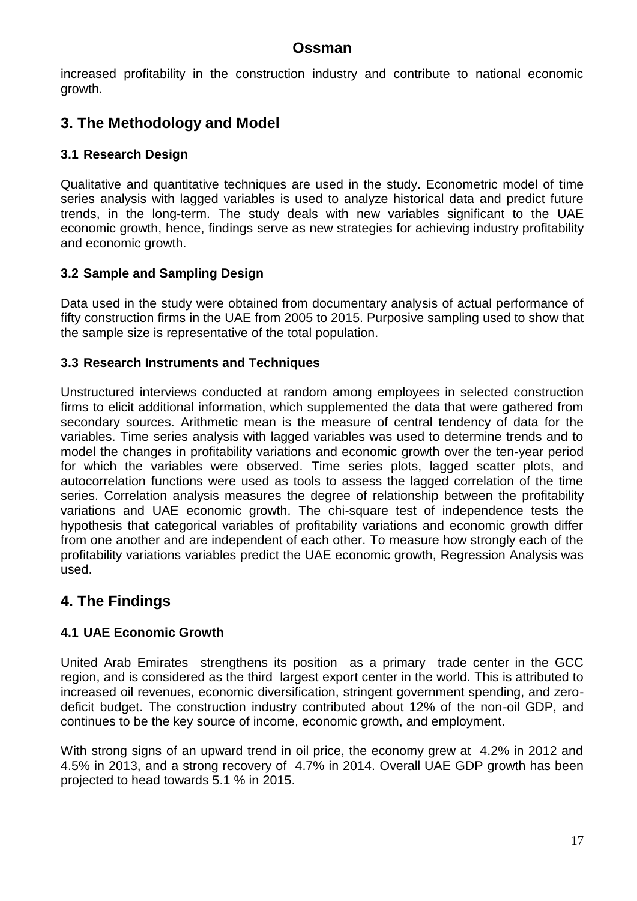increased profitability in the construction industry and contribute to national economic growth.

## 3. The Methodology and Model

### 3.1 Research Design

Qualitative and quantitative techniques are used in the study. Econometric model of time series analysis with lagged variables is used to analyze historical data and predict future trends, in the long-term. The study deals with new variables significant to the UAE economic growth, hence, findings serve as new strategies for achieving industry profitability and economic growth.

### 3.2 Sample and Sampling Design

Data used in the study were obtained from documentary analysis of actual performance of fifty construction firms in the UAE from 2005 to 2015. Purposive sampling used to show that the sample size is representative of the total population.

### 3.3 Research Instruments and Techniques

Unstructured interviews conducted at random among employees in selected construction firms to elicit additional information, which supplemented the data that were gathered from secondary sources. Arithmetic mean is the measure of central tendency of data for the variables. Time series analysis with lagged variables was used to determine trends and to model the changes in profitability variations and economic growth over the ten-year period for which the variables were observed. Time series plots, lagged scatter plots, and autocorrelation functions were used as tools to assess the lagged correlation of the time series. Correlation analysis measures the degree of relationship between the profitability variations and UAE economic growth. The chi-square test of independence tests the hypothesis that categorical variables of profitability variations and economic growth differ from one another and are independent of each other. To measure how strongly each of the profitability variations variables predict the UAE economic growth, Regression Analysis was used.

## 4. The Findings

### 4.1 UAE Economic Growth

United Arab Emirates strengthens its position as a primary trade center in the GCC region, and is considered as the third largest export center in the world. This is attributed to increased oil revenues, economic diversification, stringent government spending, and zero-deficit budget. The construction industry contributed about 12% of the non-oil GDP, and continues to be the key source of income, economic growth, and employment.

With strong signs of an upward trend in oil price, the economy grew at 4.2% in 2012 and 4.5% in 2013, and a strong recovery of 4.7% in 2014. Overall UAE GDP growth has been projected to head towards 5.1 % in 2015.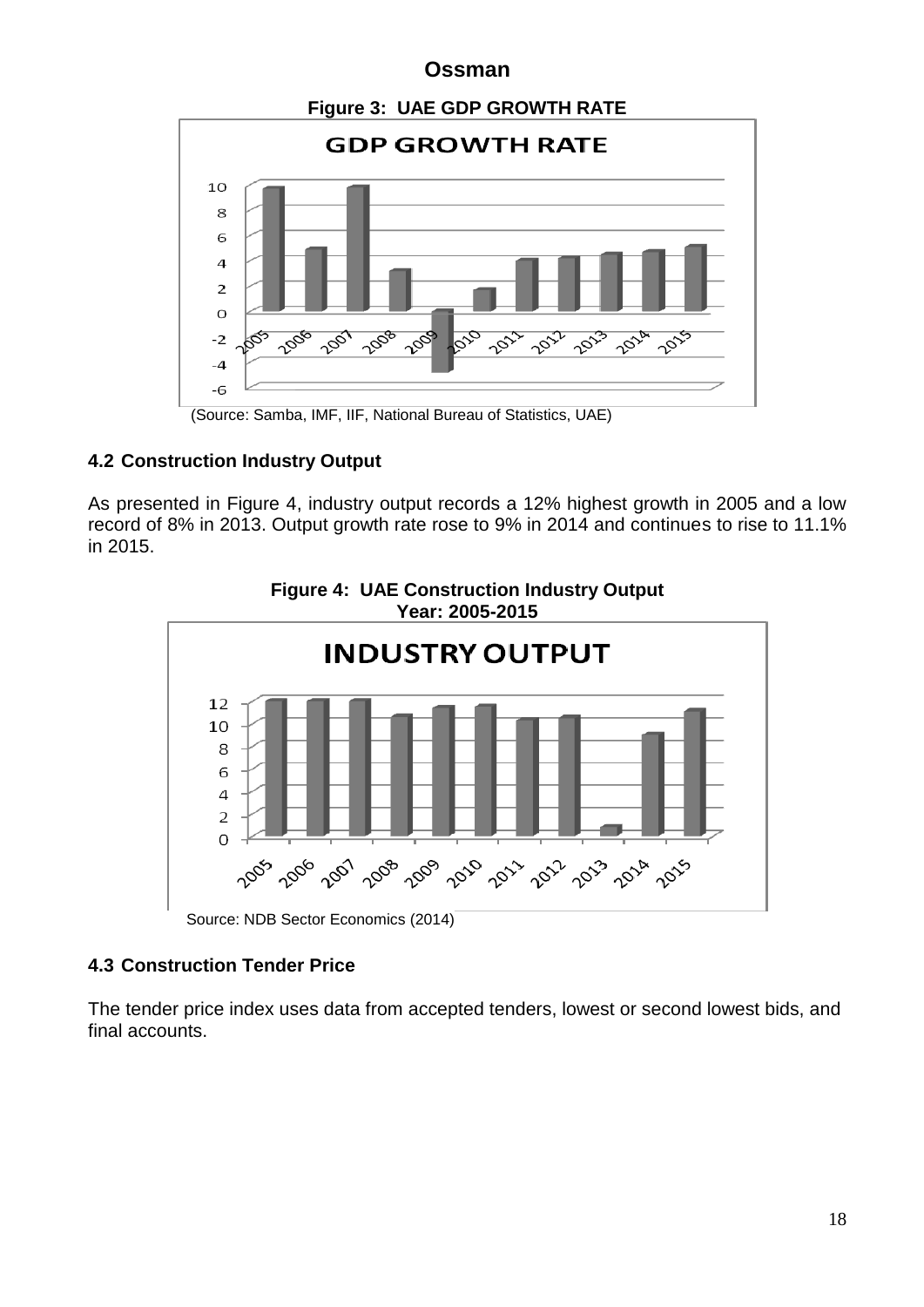**Figure 3: UAE GDP GROWTH RATE**

(Source: Samba, IMF, IIF, National Bureau of Statistics, UAE)

### 4.2 Construction Industry Output

As presented in Figure 4, industry output records a 12% highest growth in 2005 and a low record of 8% in 2013. Output growth rate rose to 9% in 2014 and continues to rise to 11.1% in 2015.

**Figure 4: UAE Construction Industry Output Year: 2005-2015**

Source: NDB Sector Economics (2014)

### 4.3 Construction Tender Price

The tender price index uses data from accepted tenders, lowest or second lowest bids, and final accounts.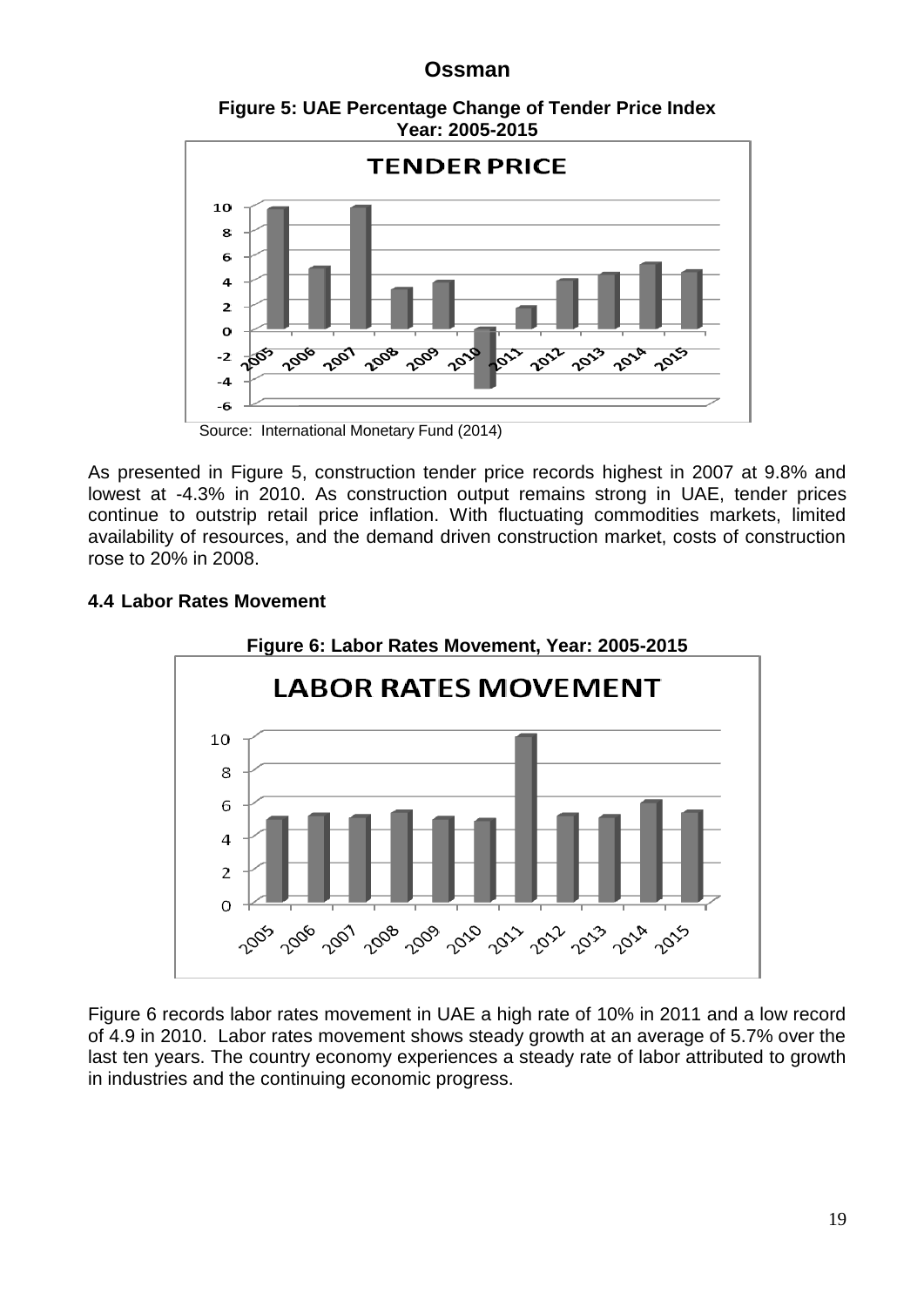**Figure 5: UAE Percentage Change of Tender Price Index Year: 2005-2015**

Source: International Monetary Fund (2014)

As presented in Figure 5, construction tender price records highest in 2007 at 9.8% and lowest at -4.3% in 2010. As construction output remains strong in UAE, tender prices continue to outstrip retail price inflation. With fluctuating commodities markets, limited availability of resources, and the demand driven construction market, costs of construction rose to 20% in 2008.

### 4.4 Labor Rates Movement

**Figure 6: Labor Rates Movement, Year: 2005-2015**

Figure 6 records labor rates movement in UAE a high rate of 10% in 2011 and a low record of 4.9 in 2010. Labor rates movement shows steady growth at an average of 5.7% over the last ten years. The country economy experiences a steady rate of labor attributed to growth in industries and the continuing economic progress.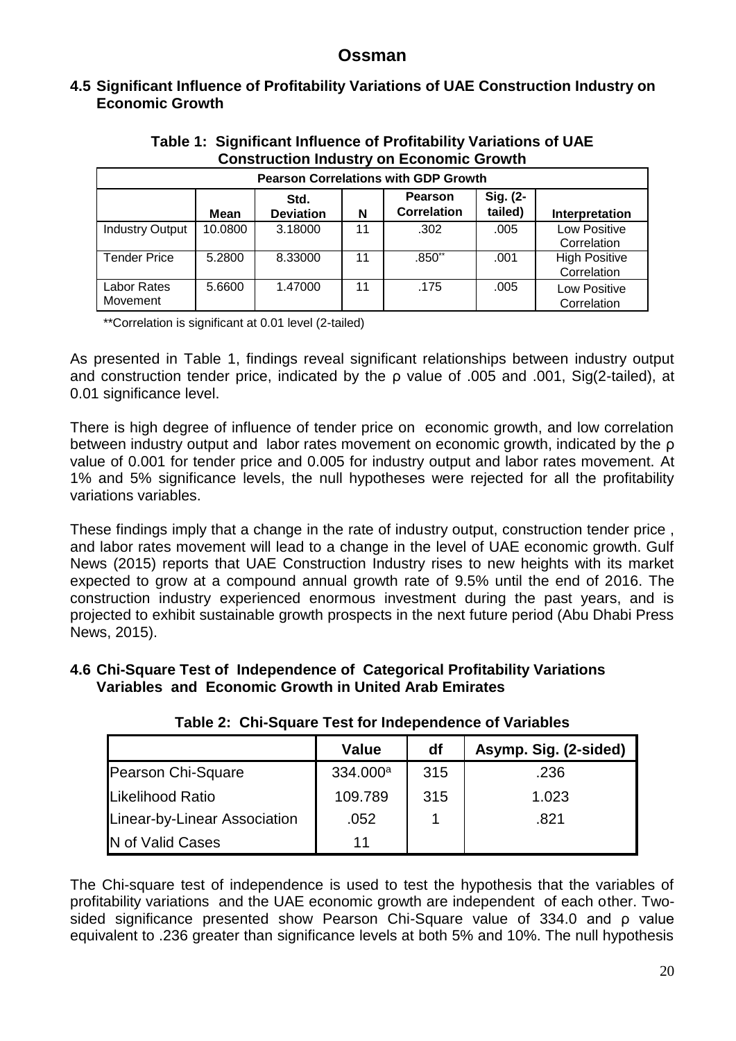## 4.5 Significant Influence of Profitability Variations of UAE Construction Industry on Economic Growth

**Table 1: Significant Influence of Profitability Variations of UAE Construction Industry on Economic Growth**

| Pearson Correlations with GDP Growth | | | | | | |
|---|---|---|---|---|---|---|
| | Mean | Std. Deviation | N | Pearson Correlation | Sig. (2-tailed) | Interpretation |
| Industry Output | 10.0800 | 3.18000 | 11 | .302 | .005 | Low Positive Correlation |
| Tender Price | 5.2800 | 8.33000 | 11 | .850** | .001 | High Positive Correlation |
| Labor Rates Movement | 5.6600 | 1.47000 | 11 | .175 | .005 | Low Positive Correlation |

**Correlation is significant at 0.01 level (2-tailed)

As presented in Table 1, findings reveal significant relationships between industry output and construction tender price, indicated by the ρ value of .005 and .001, Sig(2-tailed), at 0.01 significance level.

There is high degree of influence of tender price on economic growth, and low correlation between industry output and labor rates movement on economic growth, indicated by the ρ value of 0.001 for tender price and 0.005 for industry output and labor rates movement. At 1% and 5% significance levels, the null hypotheses were rejected for all the profitability variations variables.

These findings imply that a change in the rate of industry output, construction tender price , and labor rates movement will lead to a change in the level of UAE economic growth. Gulf News (2015) reports that UAE Construction Industry rises to new heights with its market expected to grow at a compound annual growth rate of 9.5% until the end of 2016. The construction industry experienced enormous investment during the past years, and is projected to exhibit sustainable growth prospects in the next future period (Abu Dhabi Press News, 2015).

## 4.6 Chi-Square Test of Independence of Categorical Profitability Variations Variables and Economic Growth in United Arab Emirates

**Table 2: Chi-Square Test for Independence of Variables**

| | Value | df | Asymp. Sig. (2-sided) |
|---|---|---|---|
| Pearson Chi-Square | 334.000[a] | 315 | .236 |
| Likelihood Ratio | 109.789 | 315 | 1.023 |
| Linear-by-Linear Association | .052 | 1 | .821 |
| N of Valid Cases | 11 | | |

The Chi-square test of independence is used to test the hypothesis that the variables of profitability variations and the UAE economic growth are independent of each other. Two-sided significance presented show Pearson Chi-Square value of 334.0 and ρ value equivalent to .236 greater than significance levels at both 5% and 10%. The null hypothesis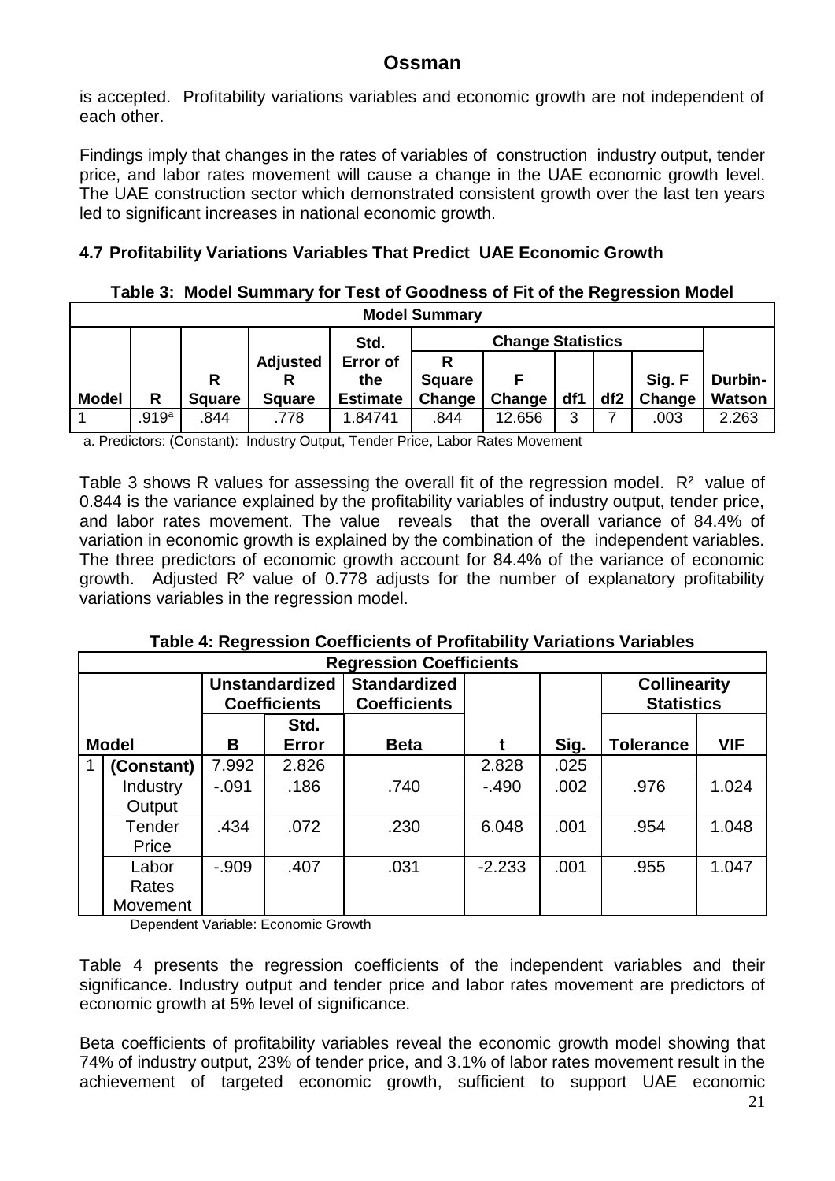is accepted. Profitability variations variables and economic growth are not independent of each other.

Findings imply that changes in the rates of variables of construction industry output, tender price, and labor rates movement will cause a change in the UAE economic growth level. The UAE construction sector which demonstrated consistent growth over the last ten years led to significant increases in national economic growth.

### 4.7 Profitability Variations Variables That Predict UAE Economic Growth

**Table 3: Model Summary for Test of Goodness of Fit of the Regression Model**

| Model Summary | | | | | | | | | | |
|---|---|---|---|---|---|---|---|---|---|---|
| | | | | | Change Statistics | | | | | |
| Model | R | R Square | Adjusted R Square | Std. Error of the Estimate | R Square Change | F Change | df1 | df2 | Sig. F Change | Durbin-Watson |
| 1 | .919[a] | .844 | .778 | 1.84741 | .844 | 12.656 | 3 | 7 | .003 | 2.263 |

a. Predictors: (Constant): Industry Output, Tender Price, Labor Rates Movement

Table 3 shows R values for assessing the overall fit of the regression model. $R^2$ value of 0.844 is the variance explained by the profitability variables of industry output, tender price, and labor rates movement. The value reveals that the overall variance of 84.4% of variation in economic growth is explained by the combination of the independent variables. The three predictors of economic growth account for 84.4% of the variance of economic growth. Adjusted $R^2$ value of 0.778 adjusts for the number of explanatory profitability variations variables in the regression model.

**Table 4: Regression Coefficients of Profitability Variations Variables**

| Regression Coefficients | | | | | | | | |
|---|---|---|---|---|---|---|---|---|
| | | Unstandardized Coefficients | | Standardized Coefficients | | | Collinearity Statistics | |
| Model | | B | Std. Error | Beta | t | Sig. | Tolerance | VIF |
| 1 | **(Constant)** | 7.992 | 2.826 | | 2.828 | .025 | | |
| | Industry Output | -.091 | .186 | .740 | -.490 | .002 | .976 | 1.024 |
| | Tender Price | .434 | .072 | .230 | 6.048 | .001 | .954 | 1.048 |
| | Labor Rates Movement | -.909 | .407 | .031 | -2.233 | .001 | .955 | 1.047 |

Dependent Variable: Economic Growth

Table 4 presents the regression coefficients of the independent variables and their significance. Industry output and tender price and labor rates movement are predictors of economic growth at 5% level of significance.

Beta coefficients of profitability variables reveal the economic growth model showing that 74% of industry output, 23% of tender price, and 3.1% of labor rates movement result in the achievement of targeted economic growth, sufficient to support UAE economic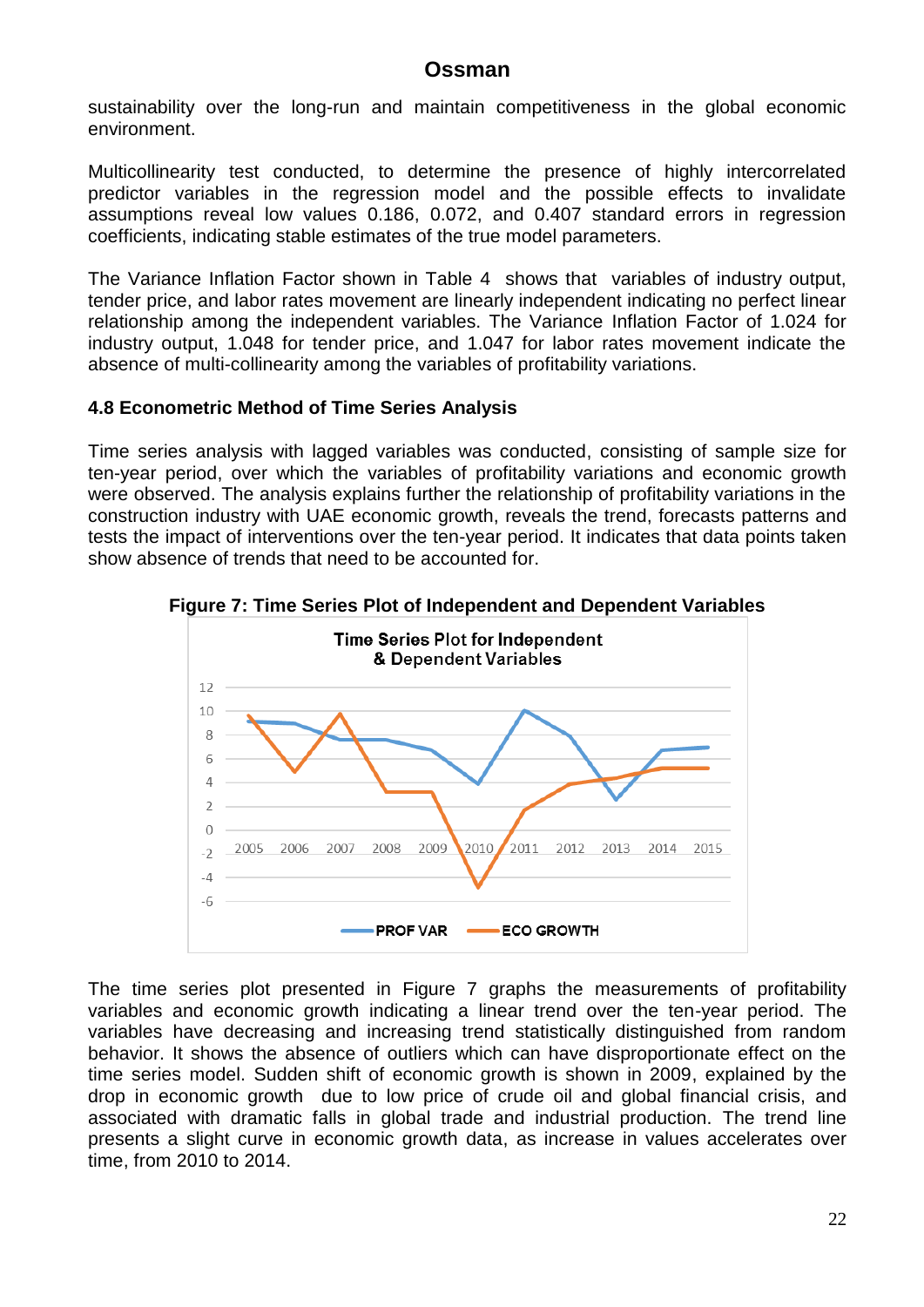sustainability over the long-run and maintain competitiveness in the global economic environment.

Multicollinearity test conducted, to determine the presence of highly intercorrelated predictor variables in the regression model and the possible effects to invalidate assumptions reveal low values 0.186, 0.072, and 0.407 standard errors in regression coefficients, indicating stable estimates of the true model parameters.

The Variance Inflation Factor shown in Table 4 shows that variables of industry output, tender price, and labor rates movement are linearly independent indicating no perfect linear relationship among the independent variables. The Variance Inflation Factor of 1.024 for industry output, 1.048 for tender price, and 1.047 for labor rates movement indicate the absence of multi-collinearity among the variables of profitability variations.

### 4.8 Econometric Method of Time Series Analysis

Time series analysis with lagged variables was conducted, consisting of sample size for ten-year period, over which the variables of profitability variations and economic growth were observed. The analysis explains further the relationship of profitability variations in the construction industry with UAE economic growth, reveals the trend, forecasts patterns and tests the impact of interventions over the ten-year period. It indicates that data points taken show absence of trends that need to be accounted for.

**Figure 7: Time Series Plot of Independent and Dependent Variables**

The time series plot presented in Figure 7 graphs the measurements of profitability variables and economic growth indicating a linear trend over the ten-year period. The variables have decreasing and increasing trend statistically distinguished from random behavior. It shows the absence of outliers which can have disproportionate effect on the time series model. Sudden shift of economic growth is shown in 2009, explained by the drop in economic growth due to low price of crude oil and global financial crisis, and associated with dramatic falls in global trade and industrial production. The trend line presents a slight curve in economic growth data, as increase in values accelerates over time, from 2010 to 2014.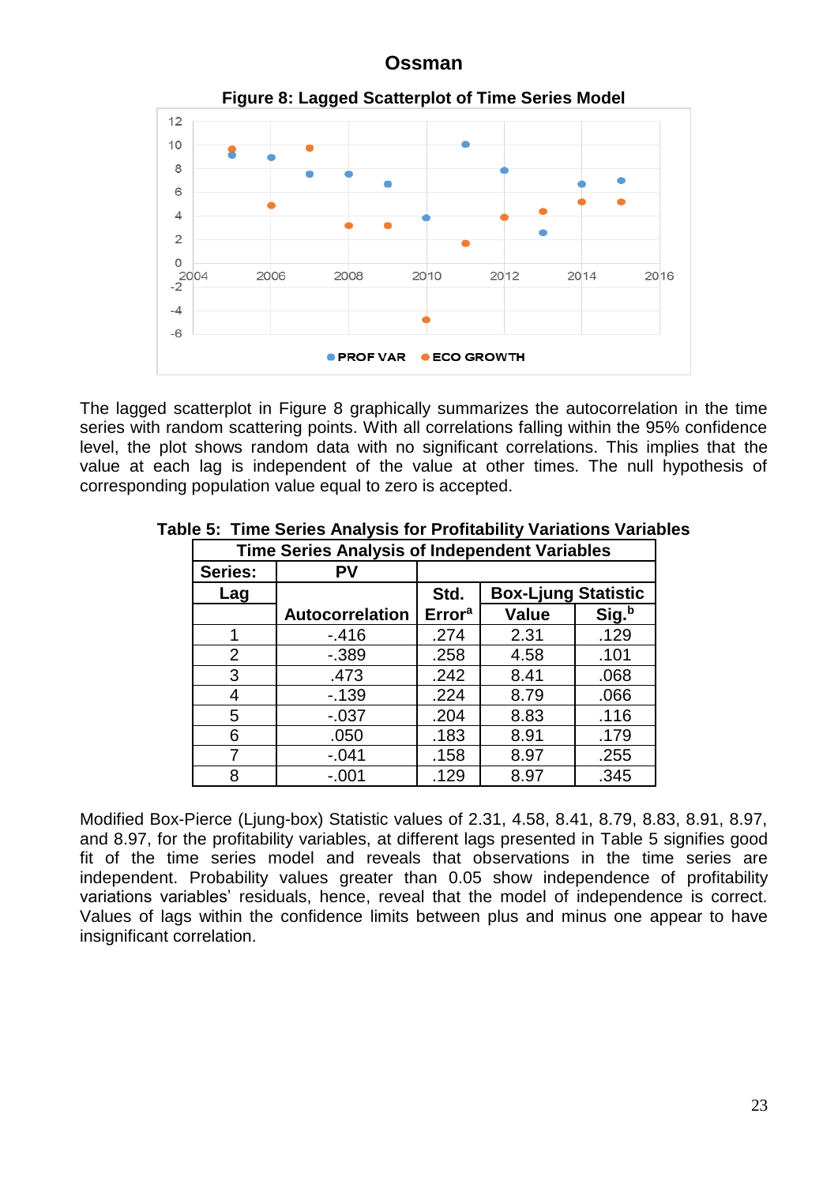**Figure 8: Lagged Scatterplot of Time Series Model**

The lagged scatterplot in Figure 8 graphically summarizes the autocorrelation in the time series with random scattering points. With all correlations falling within the 95% confidence level, the plot shows random data with no significant correlations. This implies that the value at each lag is independent of the value at other times. The null hypothesis of corresponding population value equal to zero is accepted.

**Table 5: Time Series Analysis for Profitability Variations Variables**

| Time Series Analysis of Independent Variables | | | | |
|---|---|---|---|---|
| Series: | PV | | | |
| Lag | | Std. | Box-Ljung Statistic | |
| | Autocorrelation | Error[a] | Value | Sig.[b] |
| 1 | -.416 | .274 | 2.31 | .129 |
| 2 | -.389 | .258 | 4.58 | .101 |
| 3 | .473 | .242 | 8.41 | .068 |
| 4 | -.139 | .224 | 8.79 | .066 |
| 5 | -.037 | .204 | 8.83 | .116 |
| 6 | .050 | .183 | 8.91 | .179 |
| 7 | -.041 | .158 | 8.97 | .255 |
| 8 | -.001 | .129 | 8.97 | .345 |

Modified Box-Pierce (Ljung-box) Statistic values of 2.31, 4.58, 8.41, 8.79, 8.83, 8.91, 8.97, and 8.97, for the profitability variables, at different lags presented in Table 5 signifies good fit of the time series model and reveals that observations in the time series are independent. Probability values greater than 0.05 show independence of profitability variations variables' residuals, hence, reveal that the model of independence is correct. Values of lags within the confidence limits between plus and minus one appear to have insignificant correlation.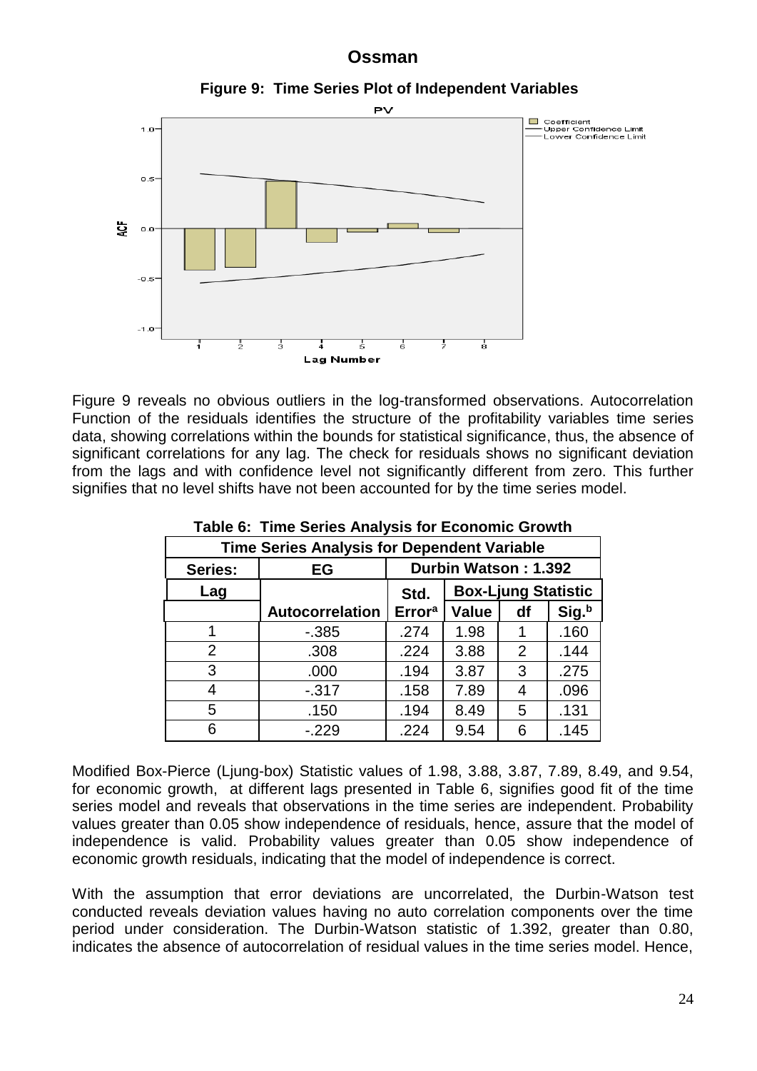**Figure 9: Time Series Plot of Independent Variables**

Figure 9 reveals no obvious outliers in the log-transformed observations. Autocorrelation Function of the residuals identifies the structure of the profitability variables time series data, showing correlations within the bounds for statistical significance, thus, the absence of significant correlations for any lag. The check for residuals shows no significant deviation from the lags and with confidence level not significantly different from zero. This further signifies that no level shifts have not been accounted for by the time series model.

**Table 6: Time Series Analysis for Economic Growth**

| Time Series Analysis for Dependent Variable | | | | | |
|---|---|---|---|---|---|
| Series: | EG | Durbin Watson : 1.392 | | | |
| Lag | | Std. | Box-Ljung Statistic | | |
| | Autocorrelation | Error[a] | Value | df | Sig.[b] |
| 1 | -.385 | .274 | 1.98 | 1 | .160 |
| 2 | .308 | .224 | 3.88 | 2 | .144 |
| 3 | .000 | .194 | 3.87 | 3 | .275 |
| 4 | -.317 | .158 | 7.89 | 4 | .096 |
| 5 | .150 | .194 | 8.49 | 5 | .131 |
| 6 | -.229 | .224 | 9.54 | 6 | .145 |

Modified Box-Pierce (Ljung-box) Statistic values of 1.98, 3.88, 3.87, 7.89, 8.49, and 9.54, for economic growth, at different lags presented in Table 6, signifies good fit of the time series model and reveals that observations in the time series are independent. Probability values greater than 0.05 show independence of residuals, hence, assure that the model of independence is valid. Probability values greater than 0.05 show independence of economic growth residuals, indicating that the model of independence is correct.

With the assumption that error deviations are uncorrelated, the Durbin-Watson test conducted reveals deviation values having no auto correlation components over the time period under consideration. The Durbin-Watson statistic of 1.392, greater than 0.80, indicates the absence of autocorrelation of residual values in the time series model. Hence,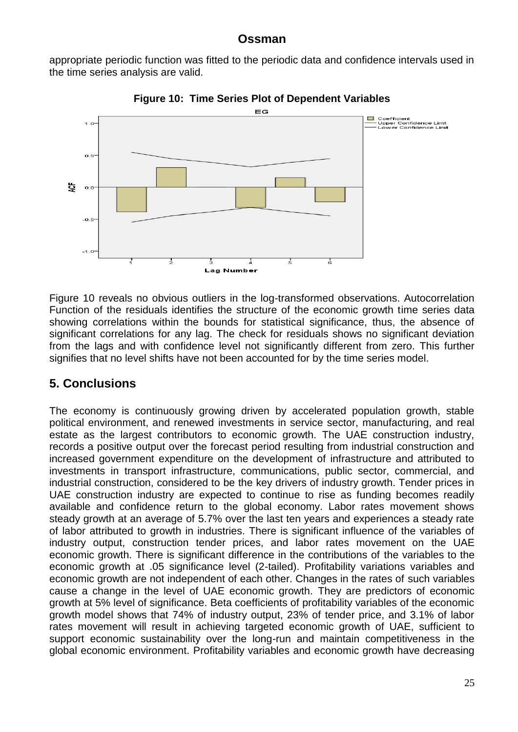appropriate periodic function was fitted to the periodic data and confidence intervals used in the time series analysis are valid.

**Figure 10: Time Series Plot of Dependent Variables**

Figure 10 reveals no obvious outliers in the log-transformed observations. Autocorrelation Function of the residuals identifies the structure of the economic growth time series data showing correlations within the bounds for statistical significance, thus, the absence of significant correlations for any lag. The check for residuals shows no significant deviation from the lags and with confidence level not significantly different from zero. This further signifies that no level shifts have not been accounted for by the time series model.

## 5. Conclusions

The economy is continuously growing driven by accelerated population growth, stable political environment, and renewed investments in service sector, manufacturing, and real estate as the largest contributors to economic growth. The UAE construction industry, records a positive output over the forecast period resulting from industrial construction and increased government expenditure on the development of infrastructure and attributed to investments in transport infrastructure, communications, public sector, commercial, and industrial construction, considered to be the key drivers of industry growth. Tender prices in UAE construction industry are expected to continue to rise as funding becomes readily available and confidence return to the global economy. Labor rates movement shows steady growth at an average of 5.7% over the last ten years and experiences a steady rate of labor attributed to growth in industries. There is significant influence of the variables of industry output, construction tender prices, and labor rates movement on the UAE economic growth. There is significant difference in the contributions of the variables to the economic growth at .05 significance level (2-tailed). Profitability variations variables and economic growth are not independent of each other. Changes in the rates of such variables cause a change in the level of UAE economic growth. They are predictors of economic growth at 5% level of significance. Beta coefficients of profitability variables of the economic growth model shows that 74% of industry output, 23% of tender price, and 3.1% of labor rates movement will result in achieving targeted economic growth of UAE, sufficient to support economic sustainability over the long-run and maintain competitiveness in the global economic environment. Profitability variables and economic growth have decreasing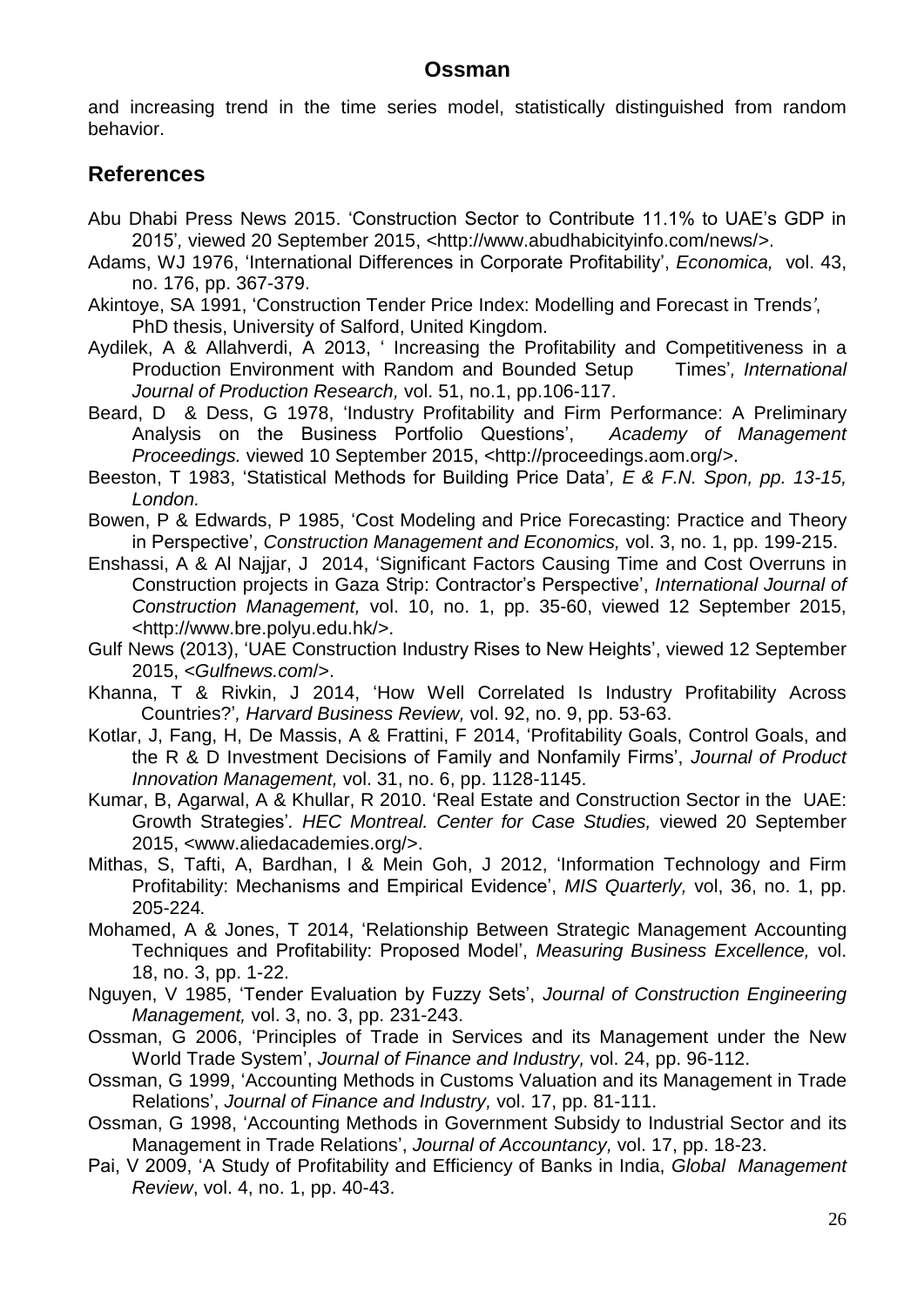and increasing trend in the time series model, statistically distinguished from random behavior.

## References

Abu Dhabi Press News 2015. 'Construction Sector to Contribute 11.1% to UAE's GDP in 2015'*,* viewed 20 September 2015, <http://www.abudhabicityinfo.com/news/>.

Adams, WJ 1976, 'International Differences in Corporate Profitability', *Economica,* vol. 43, no. 176, pp. 367-379.

Akintoye, SA 1991, 'Construction Tender Price Index: Modelling and Forecast in Trends*'*, PhD thesis, University of Salford, United Kingdom.

Aydilek, A & Allahverdi, A 2013, ' Increasing the Profitability and Competitiveness in a Production Environment with Random and Bounded Setup Times'*, International Journal of Production Research,* vol. 51, no.1, pp.106-117.

Beard, D & Dess, G 1978, 'Industry Profitability and Firm Performance: A Preliminary Analysis on the Business Portfolio Questions', *Academy of Management Proceedings.* viewed 10 September 2015, <http://proceedings.aom.org/>.

Beeston, T 1983, 'Statistical Methods for Building Price Data'*, E & F.N. Spon, pp. 13-15, London.*

Bowen, P & Edwards, P 1985, 'Cost Modeling and Price Forecasting: Practice and Theory in Perspective', *Construction Management and Economics,* vol. 3, no. 1, pp. 199-215.

Enshassi, A & Al Najjar, J 2014, 'Significant Factors Causing Time and Cost Overruns in Construction projects in Gaza Strip: Contractor's Perspective', *International Journal of Construction Management,* vol. 10, no. 1, pp. 35-60, viewed 12 September 2015, <http://www.bre.polyu.edu.hk/>.

Gulf News (2013), 'UAE Construction Industry Rises to New Heights', viewed 12 September 2015, <*Gulfnews.com*/>.

Khanna, T & Rivkin, J 2014, 'How Well Correlated Is Industry Profitability Across Countries?'*, Harvard Business Review,* vol. 92, no. 9, pp. 53-63.

Kotlar, J, Fang, H, De Massis, A & Frattini, F 2014, 'Profitability Goals, Control Goals, and the R & D Investment Decisions of Family and Nonfamily Firms', *Journal of Product Innovation Management,* vol. 31, no. 6, pp. 1128-1145.

Kumar, B, Agarwal, A & Khullar, R 2010. 'Real Estate and Construction Sector in the UAE: Growth Strategies'*. HEC Montreal. Center for Case Studies,* viewed 20 September 2015, <www.aliedacademies.org/>.

Mithas, S, Tafti, A, Bardhan, I & Mein Goh, J 2012, 'Information Technology and Firm Profitability: Mechanisms and Empirical Evidence', *MIS Quarterly,* vol, 36, no. 1, pp. 205-224*.*

Mohamed, A & Jones, T 2014, 'Relationship Between Strategic Management Accounting Techniques and Profitability: Proposed Model', *Measuring Business Excellence,* vol. 18, no. 3, pp. 1-22.

Nguyen, V 1985, 'Tender Evaluation by Fuzzy Sets', *Journal of Construction Engineering Management,* vol. 3, no. 3, pp. 231-243.

Ossman, G 2006, 'Principles of Trade in Services and its Management under the New World Trade System', *Journal of Finance and Industry,* vol. 24, pp. 96-112.

Ossman, G 1999, 'Accounting Methods in Customs Valuation and its Management in Trade Relations', *Journal of Finance and Industry,* vol. 17, pp. 81-111.

Ossman, G 1998, 'Accounting Methods in Government Subsidy to Industrial Sector and its Management in Trade Relations', *Journal of Accountancy,* vol. 17, pp. 18-23.

Pai, V 2009, 'A Study of Profitability and Efficiency of Banks in India, *Global Management Review*, vol. 4, no. 1, pp. 40-43.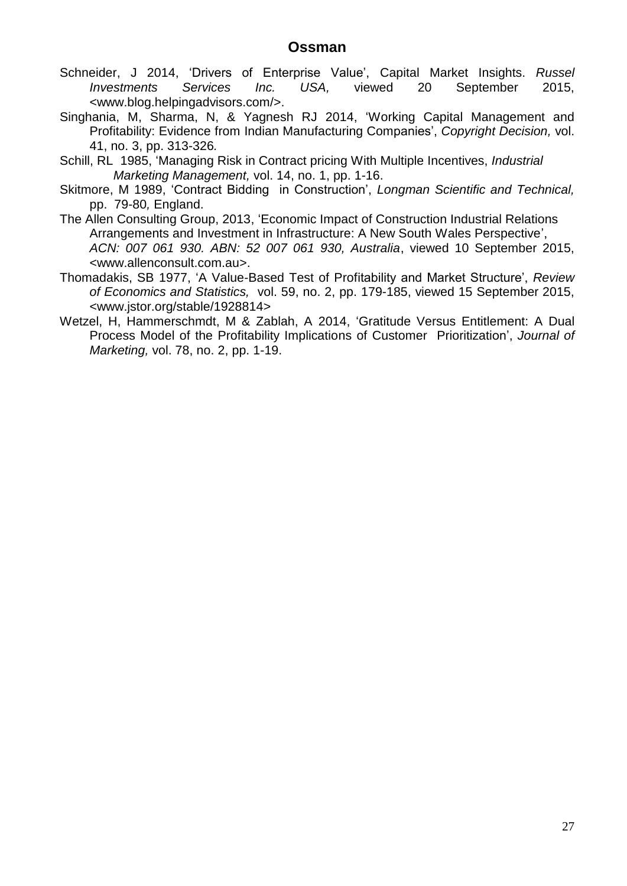Schneider, J 2014, 'Drivers of Enterprise Value', Capital Market Insights. *Russel Investments Services Inc. USA,* viewed 20 September 2015, <www.blog.helpingadvisors.com/>.

Singhania, M, Sharma, N, & Yagnesh RJ 2014, 'Working Capital Management and Profitability: Evidence from Indian Manufacturing Companies', *Copyright Decision,* vol. 41, no. 3, pp. 313-326*.*

Schill, RL 1985, 'Managing Risk in Contract pricing With Multiple Incentives, *Industrial Marketing Management,* vol. 14, no. 1, pp. 1-16.

Skitmore, M 1989, 'Contract Bidding in Construction', *Longman Scientific and Technical,* pp. 79-80*,* England.

The Allen Consulting Group, 2013, 'Economic Impact of Construction Industrial Relations Arrangements and Investment in Infrastructure: A New South Wales Perspective', *ACN: 007 061 930. ABN: 52 007 061 930, Australia*, viewed 10 September 2015, <www.allenconsult.com.au>.

Thomadakis, SB 1977, 'A Value-Based Test of Profitability and Market Structure', *Review of Economics and Statistics,* vol. 59, no. 2, pp. 179-185, viewed 15 September 2015, <www.jstor.org/stable/1928814>

Wetzel, H, Hammerschmdt, M & Zablah, A 2014, 'Gratitude Versus Entitlement: A Dual Process Model of the Profitability Implications of Customer Prioritization', *Journal of Marketing,* vol. 78, no. 2, pp. 1-19.